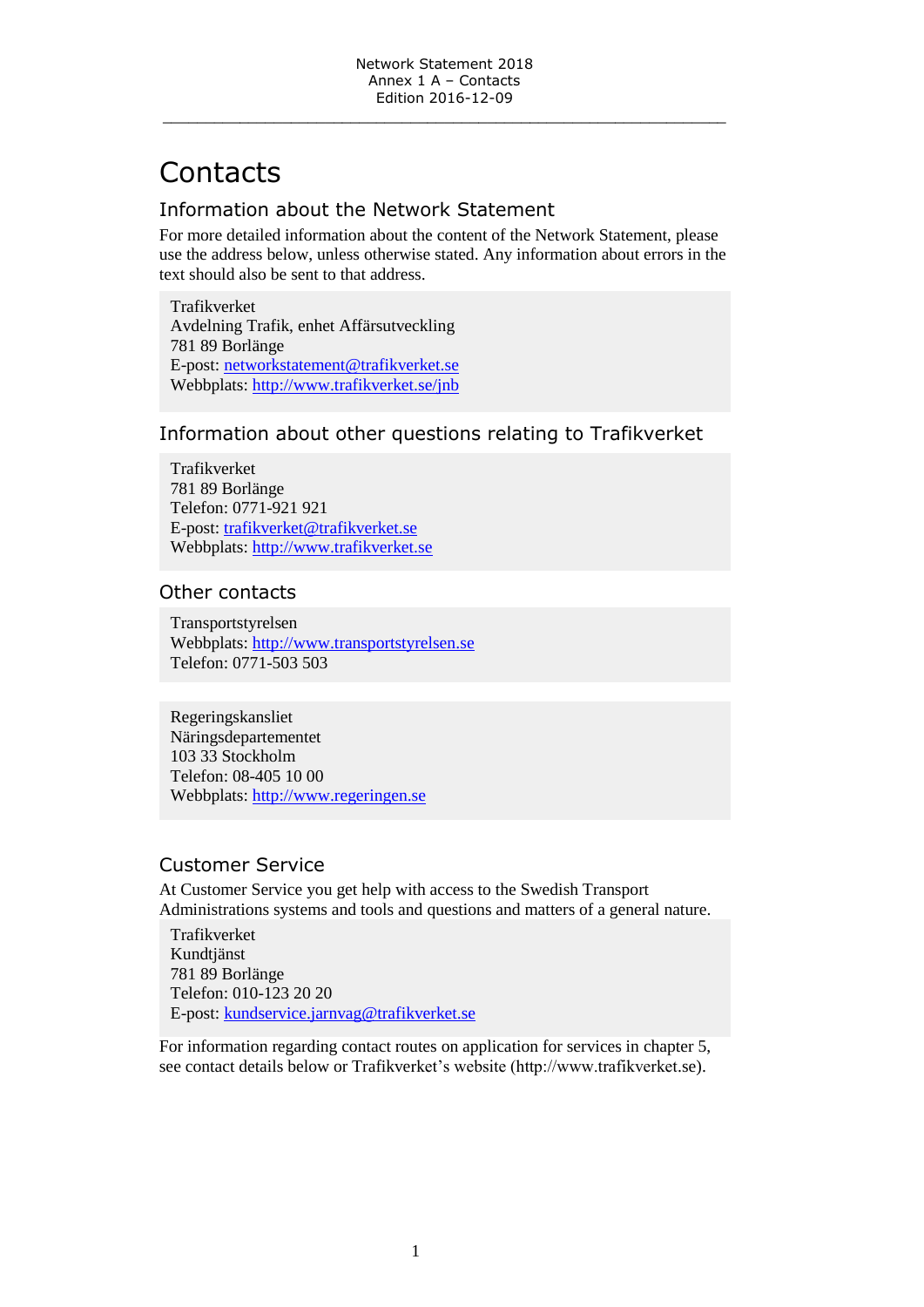# Contacts

## Information about the Network Statement

For more detailed information about the content of the Network Statement, please use the address below, unless otherwise stated. Any information about errors in the text should also be sent to that address.

Trafikverket
Avdelning Trafik, enhet Affärsutveckling
781 89 Borlänge
E-post: networkstatement@trafikverket.se
Webbplats: http://www.trafikverket.se/jnb

## Information about other questions relating to Trafikverket

Trafikverket
781 89 Borlänge
Telefon: 0771-921 921
E-post: trafikverket@trafikverket.se
Webbplats: http://www.trafikverket.se

## Other contacts

Transportstyrelsen
Webbplats: http://www.transportstyrelsen.se
Telefon: 0771-503 503

Regeringskansliet
Näringsdepartementet
103 33 Stockholm
Telefon: 08-405 10 00
Webbplats: http://www.regeringen.se

## Customer Service

At Customer Service you get help with access to the Swedish Transport Administrations systems and tools and questions and matters of a general nature.

Trafikverket
Kundtjänst
781 89 Borlänge
Telefon: 010-123 20 20
E-post: kundservice.jarnvag@trafikverket.se

For information regarding contact routes on application for services in chapter 5, see contact details below or Trafikverket's website (http://www.trafikverket.se).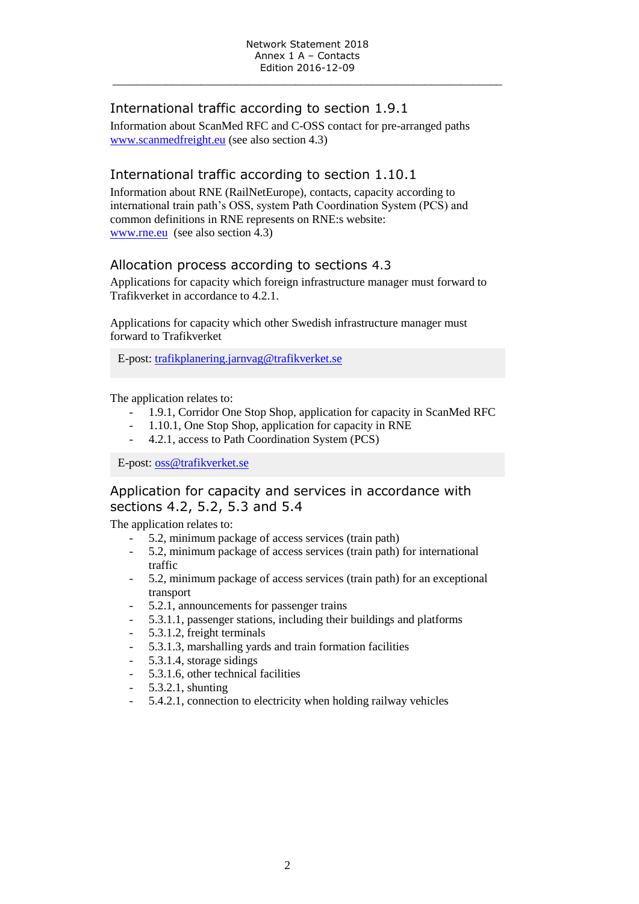## International traffic according to section 1.9.1

Information about ScanMed RFC and C-OSS contact for pre-arranged paths [www.scanmedfreight.eu](http://www.scanmedfreight.eu) (see also section 4.3)

## International traffic according to section 1.10.1

Information about RNE (RailNetEurope), contacts, capacity according to international train path's OSS, system Path Coordination System (PCS) and common definitions in RNE represents on RNE:s website: [www.rne.eu](http://www.rne.eu) (see also section 4.3)

## Allocation process according to sections 4.3

Applications for capacity which foreign infrastructure manager must forward to Trafikverket in accordance to 4.2.1.

Applications for capacity which other Swedish infrastructure manager must forward to Trafikverket

E-post: [trafikplanering.jarnvag@trafikverket.se](mailto:trafikplanering.jarnvag@trafikverket.se)

The application relates to:

- 1.9.1, Corridor One Stop Shop, application for capacity in ScanMed RFC
- 1.10.1, One Stop Shop, application for capacity in RNE
- 4.2.1, access to Path Coordination System (PCS)

E-post: [oss@trafikverket.se](mailto:oss@trafikverket.se)

## Application for capacity and services in accordance with sections 4.2, 5.2, 5.3 and 5.4

The application relates to:

- 5.2, minimum package of access services (train path)
- 5.2, minimum package of access services (train path) for international traffic
- 5.2, minimum package of access services (train path) for an exceptional transport
- 5.2.1, announcements for passenger trains
- 5.3.1.1, passenger stations, including their buildings and platforms
- 5.3.1.2, freight terminals
- 5.3.1.3, marshalling yards and train formation facilities
- 5.3.1.4, storage sidings
- 5.3.1.6, other technical facilities
- 5.3.2.1, shunting
- 5.4.2.1, connection to electricity when holding railway vehicles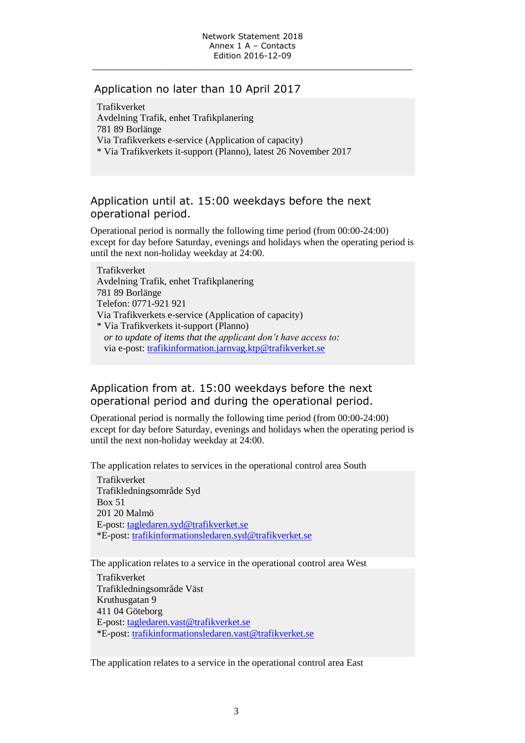## Application no later than 10 April 2017

Trafikverket
Avdelning Trafik, enhet Trafikplanering
781 89 Borlänge
Via Trafikverkets e-service (Application of capacity)
* Via Trafikverkets it-support (Planno), latest 26 November 2017

## Application until at. 15:00 weekdays before the next operational period.

Operational period is normally the following time period (from 00:00-24:00) except for day before Saturday, evenings and holidays when the operating period is until the next non-holiday weekday at 24:00.

Trafikverket
Avdelning Trafik, enhet Trafikplanering
781 89 Borlänge
Telefon: 0771-921 921
Via Trafikverkets e-service (Application of capacity)
* Via Trafikverkets it-support (Planno)
*or to update of items that the applicant don't have access to:*
via e-post: trafikinformation.jarnvag.ktp@trafikverket.se

## Application from at. 15:00 weekdays before the next operational period and during the operational period.

Operational period is normally the following time period (from 00:00-24:00) except for day before Saturday, evenings and holidays when the operating period is until the next non-holiday weekday at 24:00.

The application relates to services in the operational control area South

Trafikverket
Trafikledningsområde Syd
Box 51
201 20 Malmö
E-post: tagledaren.syd@trafikverket.se
*E-post: trafikinformationsledaren.syd@trafikverket.se

The application relates to a service in the operational control area West

Trafikverket
Trafikledningsområde Väst
Kruthusgatan 9
411 04 Göteborg
E-post: tagledaren.vast@trafikverket.se
*E-post: trafikinformationsledaren.vast@trafikverket.se

The application relates to a service in the operational control area East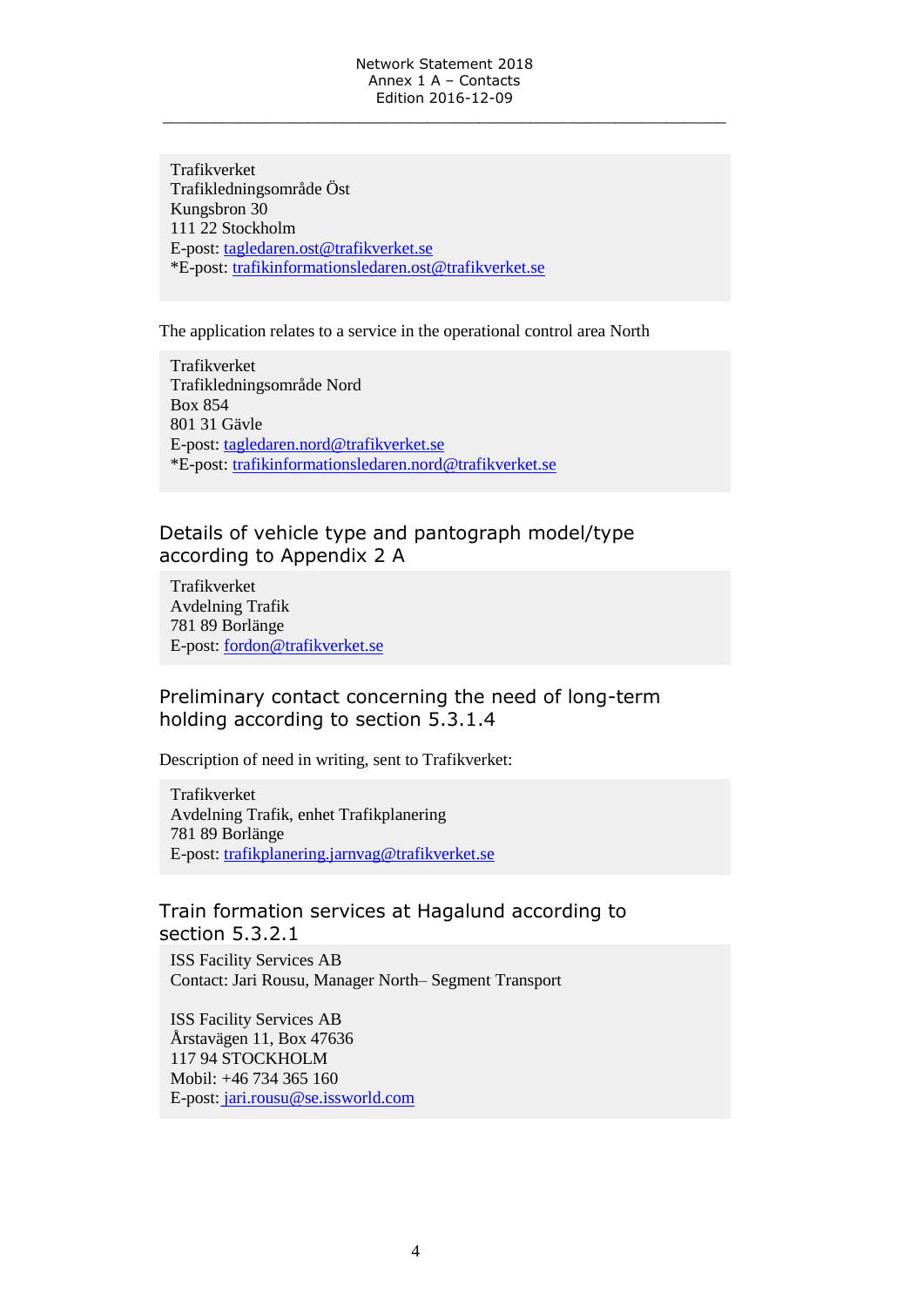Trafikverket
Trafikledningsområde Öst
Kungsbron 30
111 22 Stockholm
E-post: tagledaren.ost@trafikverket.se
*E-post: trafikinformationsledaren.ost@trafikverket.se

The application relates to a service in the operational control area North

Trafikverket
Trafikledningsområde Nord
Box 854
801 31 Gävle
E-post: tagledaren.nord@trafikverket.se
*E-post: trafikinformationsledaren.nord@trafikverket.se

## Details of vehicle type and pantograph model/type according to Appendix 2 A

Trafikverket
Avdelning Trafik
781 89 Borlänge
E-post: fordon@trafikverket.se

## Preliminary contact concerning the need of long-term holding according to section 5.3.1.4

Description of need in writing, sent to Trafikverket:

Trafikverket
Avdelning Trafik, enhet Trafikplanering
781 89 Borlänge
E-post: trafikplanering.jarnvag@trafikverket.se

## Train formation services at Hagalund according to section 5.3.2.1

ISS Facility Services AB
Contact: Jari Rousu, Manager North– Segment Transport

ISS Facility Services AB
Årstavägen 11, Box 47636
117 94 STOCKHOLM
Mobil: +46 734 365 160
E-post: jari.rousu@se.issworld.com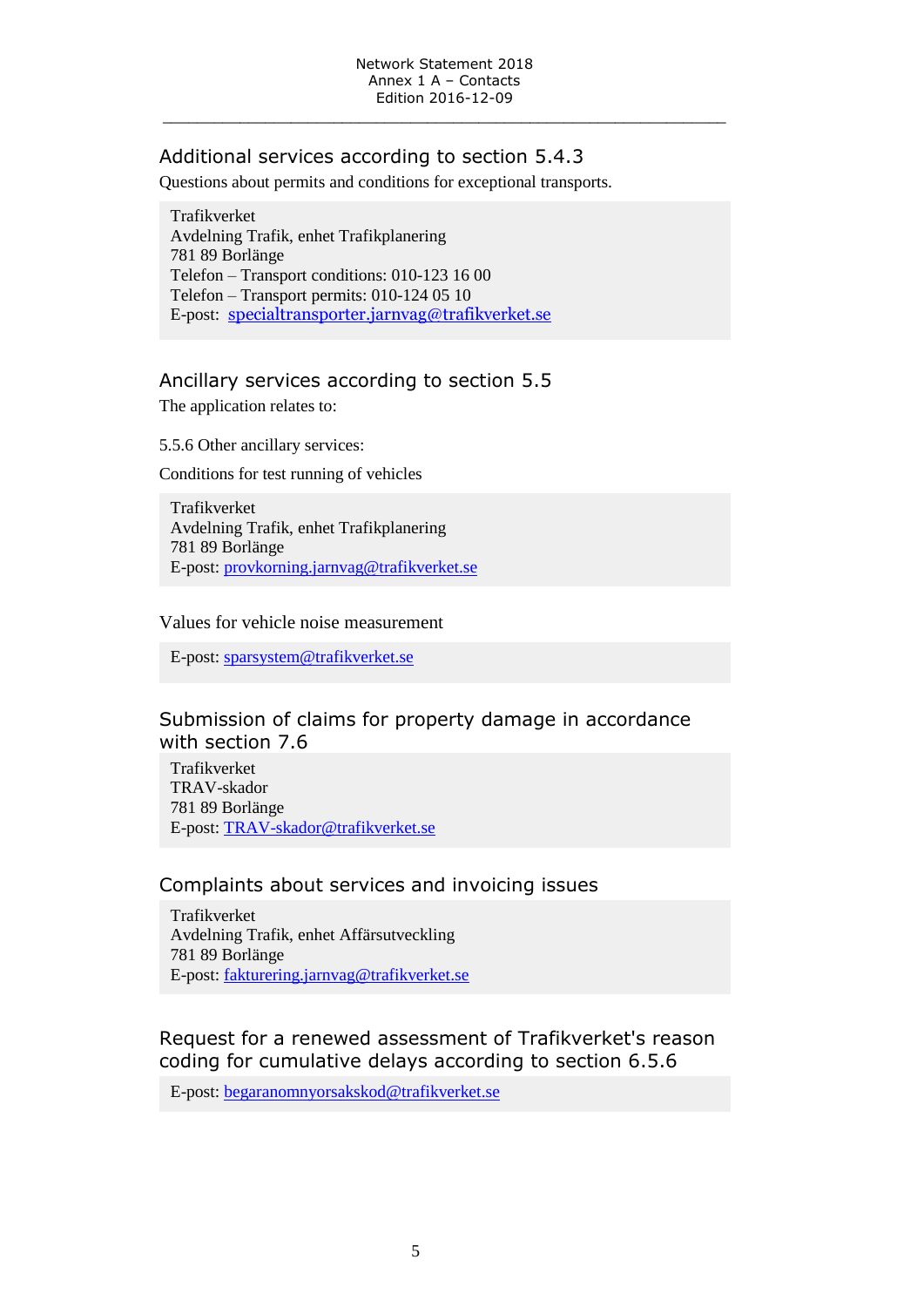## Additional services according to section 5.4.3

Questions about permits and conditions for exceptional transports.

Trafikverket
Avdelning Trafik, enhet Trafikplanering
781 89 Borlänge
Telefon – Transport conditions: 010-123 16 00
Telefon – Transport permits: 010-124 05 10
E-post: specialtransporter.jarnvag@trafikverket.se

## Ancillary services according to section 5.5

The application relates to:

5.5.6 Other ancillary services:

Conditions for test running of vehicles

Trafikverket
Avdelning Trafik, enhet Trafikplanering
781 89 Borlänge
E-post: provkorning.jarnvag@trafikverket.se

Values for vehicle noise measurement

E-post: sparsystem@trafikverket.se

## Submission of claims for property damage in accordance with section 7.6

Trafikverket
TRAV-skador
781 89 Borlänge
E-post: TRAV-skador@trafikverket.se

## Complaints about services and invoicing issues

Trafikverket
Avdelning Trafik, enhet Affärsutveckling
781 89 Borlänge
E-post: fakturering.jarnvag@trafikverket.se

## Request for a renewed assessment of Trafikverket's reason coding for cumulative delays according to section 6.5.6

E-post: begaranomnyorsakskod@trafikverket.se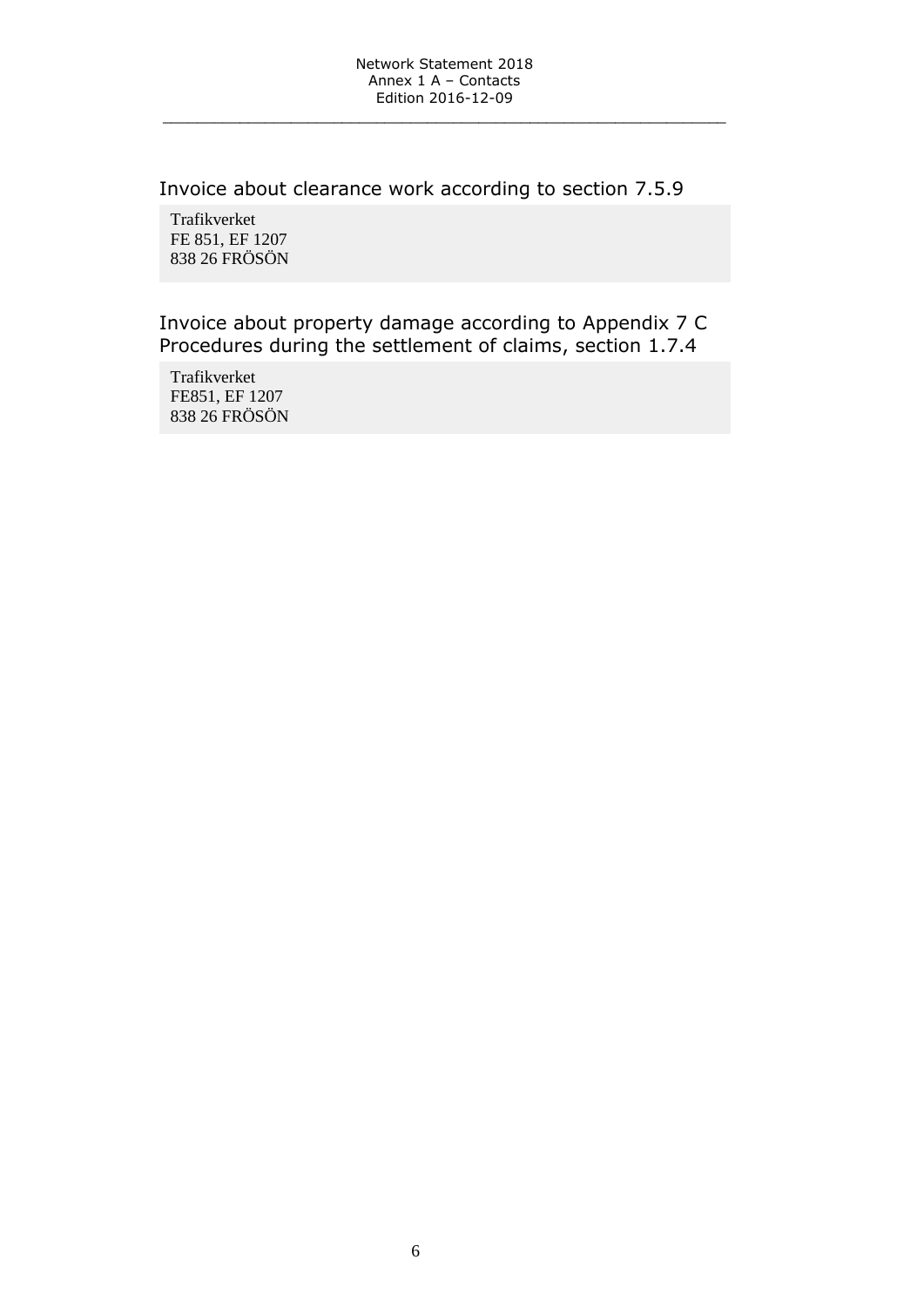## Invoice about clearance work according to section 7.5.9

Trafikverket
FE 851, EF 1207
838 26 FRÖSÖN

## Invoice about property damage according to Appendix 7 C Procedures during the settlement of claims, section 1.7.4

Trafikverket
FE851, EF 1207
838 26 FRÖSÖN